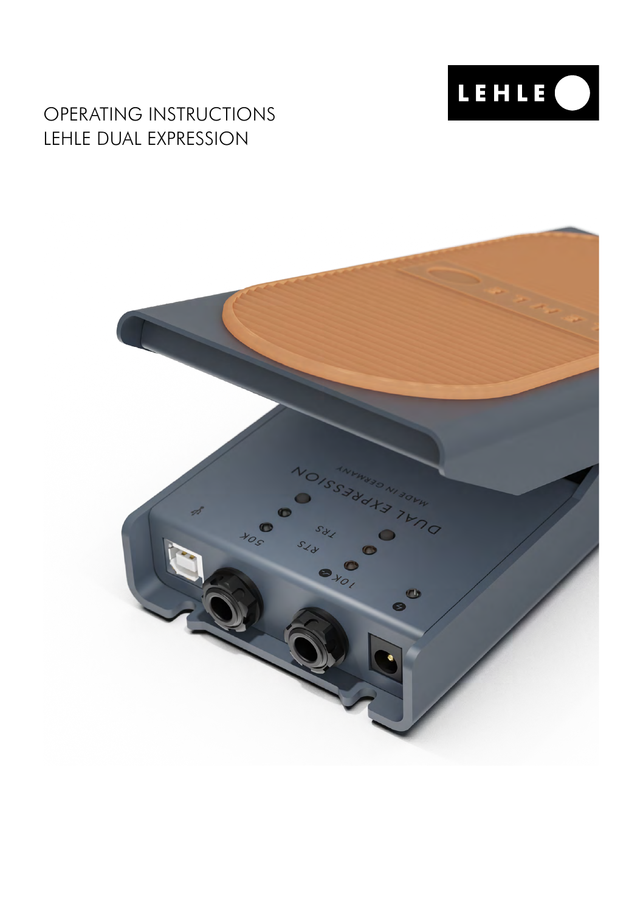# OPERATING INSTRUCTIONS
# LEHLE DUAL EXPRESSION

LEHLE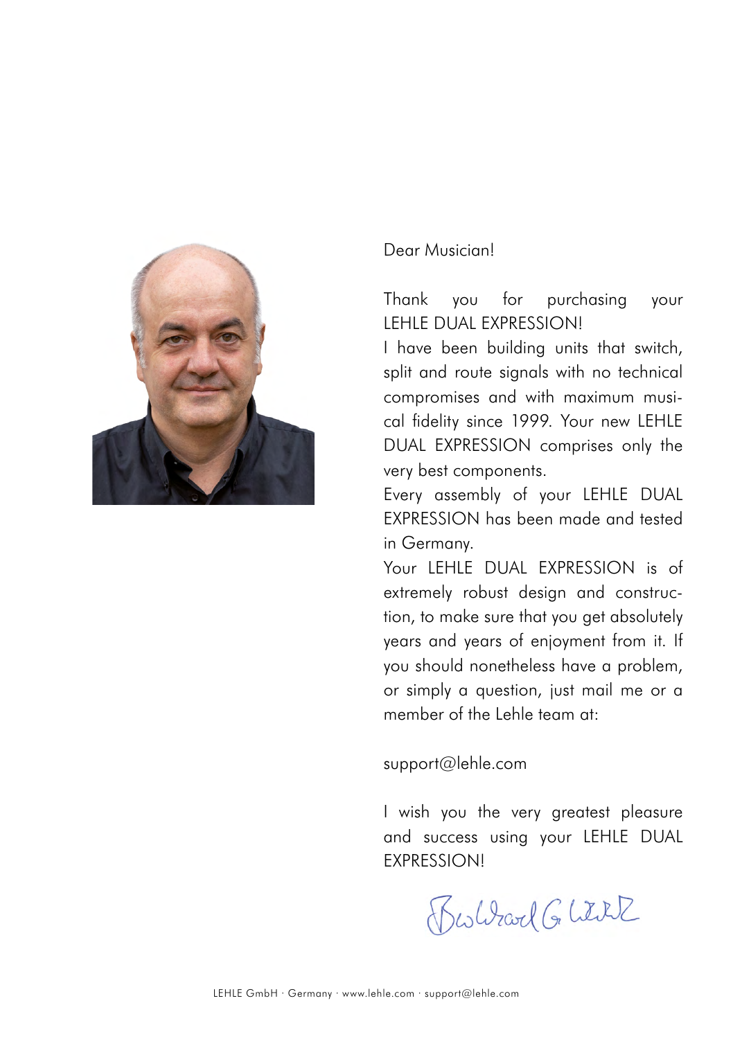Dear Musician!

Thank you for purchasing your LEHLE DUAL EXPRESSION!

I have been building units that switch, split and route signals with no technical compromises and with maximum musical fidelity since 1999. Your new LEHLE DUAL EXPRESSION comprises only the very best components.

Every assembly of your LEHLE DUAL EXPRESSION has been made and tested in Germany.

Your LEHLE DUAL EXPRESSION is of extremely robust design and construction, to make sure that you get absolutely years and years of enjoyment from it. If you should nonetheless have a problem, or simply a question, just mail me or a member of the Lehle team at:

support@lehle.com

I wish you the very greatest pleasure and success using your LEHLE DUAL EXPRESSION!

Burkhard G. Lehle

LEHLE GmbH · Germany · www.lehle.com · support@lehle.com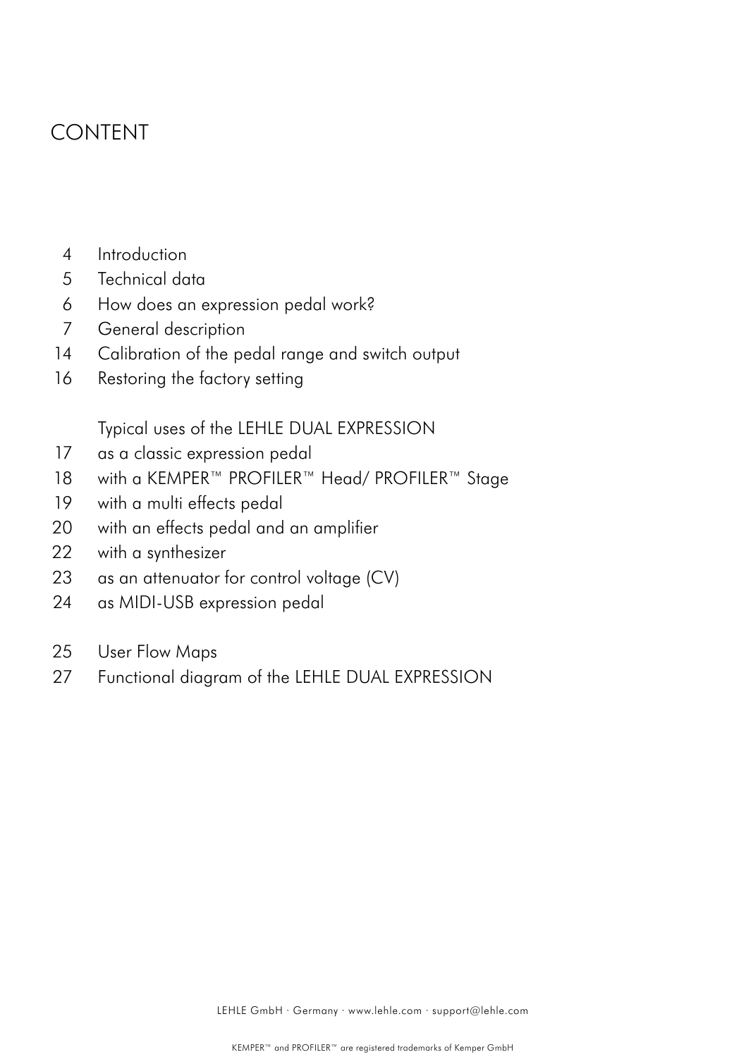# CONTENT

| | |
|---|---|
| 4 | Introduction |
| 5 | Technical data |
| 6 | How does an expression pedal work? |
| 7 | General description |
| 14 | Calibration of the pedal range and switch output |
| 16 | Restoring the factory setting |
| | |
| | Typical uses of the LEHLE DUAL EXPRESSION |
| 17 | as a classic expression pedal |
| 18 | with a KEMPER™ PROFILER™ Head/ PROFILER™ Stage |
| 19 | with a multi effects pedal |
| 20 | with an effects pedal and an amplifier |
| 22 | with a synthesizer |
| 23 | as an attenuator for control voltage (CV) |
| 24 | as MIDI-USB expression pedal |
| | |
| 25 | User Flow Maps |
| 27 | Functional diagram of the LEHLE DUAL EXPRESSION |

LEHLE GmbH · Germany · www.lehle.com · support@lehle.com

KEMPER™ and PROFILER™ are registered trademarks of Kemper GmbH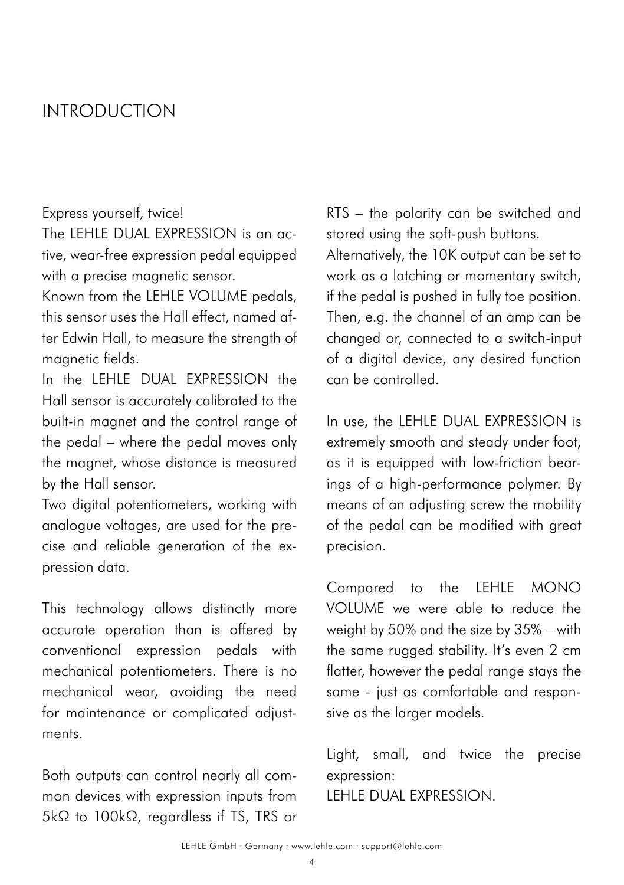# INTRODUCTION

Express yourself, twice!
The LEHLE DUAL EXPRESSION is an active, wear-free expression pedal equipped with a precise magnetic sensor.
Known from the LEHLE VOLUME pedals, this sensor uses the Hall effect, named after Edwin Hall, to measure the strength of magnetic fields.
In the LEHLE DUAL EXPRESSION the Hall sensor is accurately calibrated to the built-in magnet and the control range of the pedal – where the pedal moves only the magnet, whose distance is measured by the Hall sensor.
Two digital potentiometers, working with analogue voltages, are used for the precise and reliable generation of the expression data.

This technology allows distinctly more accurate operation than is offered by conventional expression pedals with mechanical potentiometers. There is no mechanical wear, avoiding the need for maintenance or complicated adjustments.

Both outputs can control nearly all common devices with expression inputs from 5kΩ to 100kΩ, regardless if TS, TRS or RTS – the polarity can be switched and stored using the soft-push buttons.
Alternatively, the 10K output can be set to work as a latching or momentary switch, if the pedal is pushed in fully toe position. Then, e.g. the channel of an amp can be changed or, connected to a switch-input of a digital device, any desired function can be controlled.

In use, the LEHLE DUAL EXPRESSION is extremely smooth and steady under foot, as it is equipped with low-friction bearings of a high-performance polymer. By means of an adjusting screw the mobility of the pedal can be modified with great precision.

Compared to the LEHLE MONO VOLUME we were able to reduce the weight by 50% and the size by 35% – with the same rugged stability. It's even 2 cm flatter, however the pedal range stays the same - just as comfortable and responsive as the larger models.

Light, small, and twice the precise expression:
LEHLE DUAL EXPRESSION.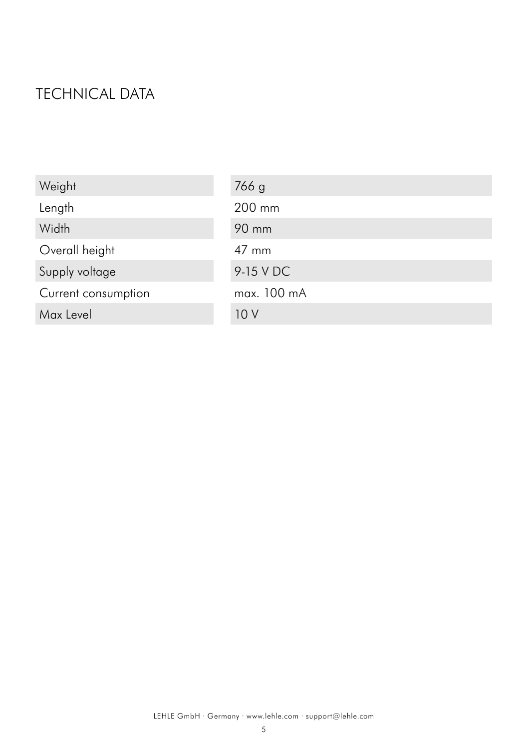# TECHNICAL DATA

| | |
|---|---|
| Weight | 766 g |
| Length | 200 mm |
| Width | 90 mm |
| Overall height | 47 mm |
| Supply voltage | 9-15 V DC |
| Current consumption | max. 100 mA |
| Max Level | 10 V |

LEHLE GmbH · Germany · www.lehle.com · support@lehle.com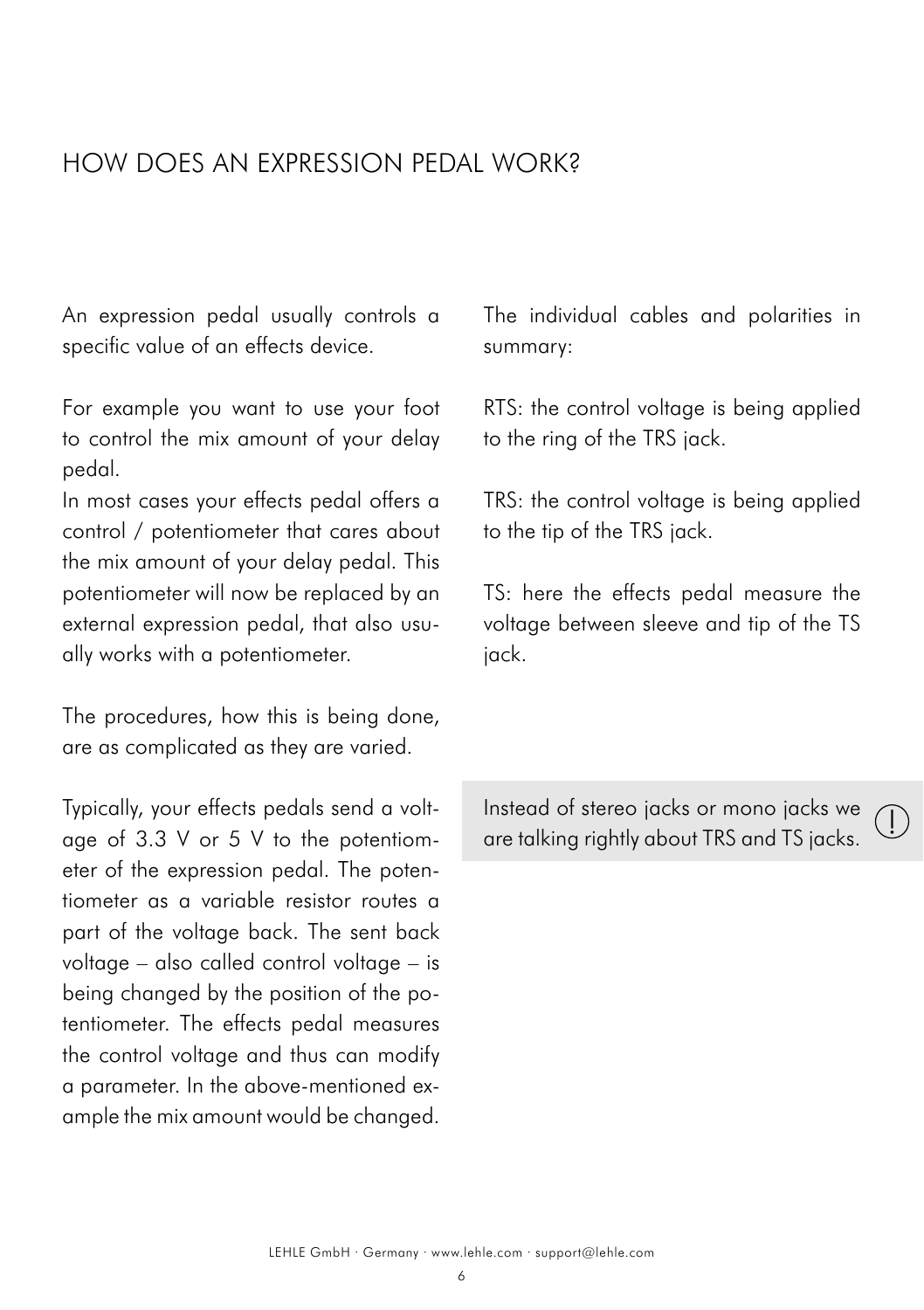# HOW DOES AN EXPRESSION PEDAL WORK?

An expression pedal usually controls a specific value of an effects device.

For example you want to use your foot to control the mix amount of your delay pedal.
In most cases your effects pedal offers a control / potentiometer that cares about the mix amount of your delay pedal. This potentiometer will now be replaced by an external expression pedal, that also usually works with a potentiometer.

The procedures, how this is being done, are as complicated as they are varied.

Typically, your effects pedals send a voltage of 3.3 V or 5 V to the potentiometer of the expression pedal. The potentiometer as a variable resistor routes a part of the voltage back. The sent back voltage – also called control voltage – is being changed by the position of the potentiometer. The effects pedal measures the control voltage and thus can modify a parameter. In the above-mentioned example the mix amount would be changed.

The individual cables and polarities in summary:

RTS: the control voltage is being applied to the ring of the TRS jack.

TRS: the control voltage is being applied to the tip of the TRS jack.

TS: here the effects pedal measure the voltage between sleeve and tip of the TS jack.

> ! Instead of stereo jacks or mono jacks we are talking rightly about TRS and TS jacks.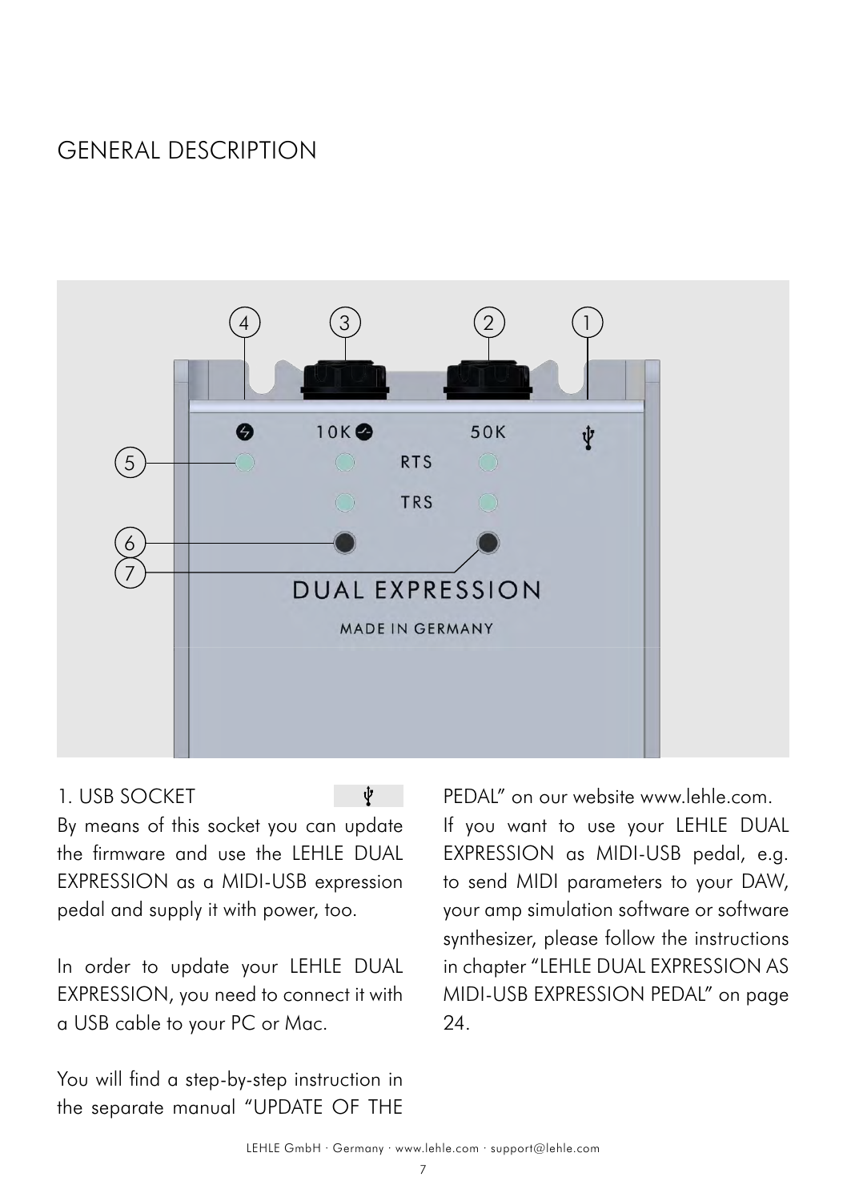# GENERAL DESCRIPTION

## 1. USB SOCKET

By means of this socket you can update the firmware and use the LEHLE DUAL EXPRESSION as a MIDI-USB expression pedal and supply it with power, too.

In order to update your LEHLE DUAL EXPRESSION, you need to connect it with a USB cable to your PC or Mac.

You will find a step-by-step instruction in the separate manual "UPDATE OF THE PEDAL" on our website www.lehle.com.

If you want to use your LEHLE DUAL EXPRESSION as MIDI-USB pedal, e.g. to send MIDI parameters to your DAW, your amp simulation software or software synthesizer, please follow the instructions in chapter "LEHLE DUAL EXPRESSION AS MIDI-USB EXPRESSION PEDAL" on page 24.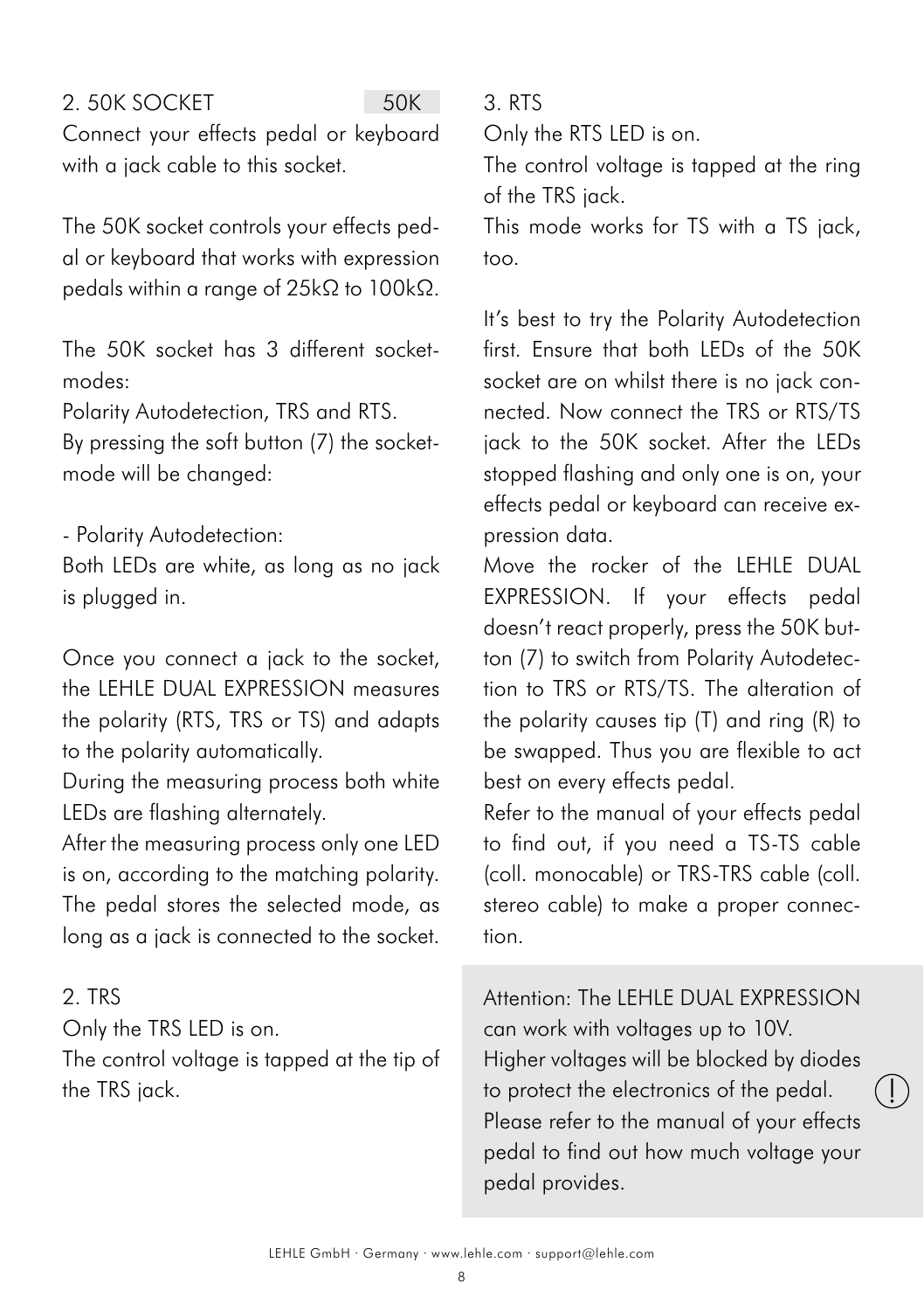## 2. 50K SOCKET

50K

Connect your effects pedal or keyboard with a jack cable to this socket.

The 50K socket controls your effects pedal or keyboard that works with expression pedals within a range of 25kΩ to 100kΩ.

The 50K socket has 3 different socket-modes:
Polarity Autodetection, TRS and RTS.
By pressing the soft button (7) the socket-mode will be changed:

- Polarity Autodetection:
Both LEDs are white, as long as no jack is plugged in.

Once you connect a jack to the socket, the LEHLE DUAL EXPRESSION measures the polarity (RTS, TRS or TS) and adapts to the polarity automatically.
During the measuring process both white LEDs are flashing alternately.
After the measuring process only one LED is on, according to the matching polarity.
The pedal stores the selected mode, as long as a jack is connected to the socket.

2. TRS
Only the TRS LED is on.
The control voltage is tapped at the tip of the TRS jack.

3. RTS
Only the RTS LED is on.
The control voltage is tapped at the ring of the TRS jack.
This mode works for TS with a TS jack, too.

It's best to try the Polarity Autodetection first. Ensure that both LEDs of the 50K socket are on whilst there is no jack connected. Now connect the TRS or RTS/TS jack to the 50K socket. After the LEDs stopped flashing and only one is on, your effects pedal or keyboard can receive expression data.
Move the rocker of the LEHLE DUAL EXPRESSION. If your effects pedal doesn't react properly, press the 50K button (7) to switch from Polarity Autodetection to TRS or RTS/TS. The alteration of the polarity causes tip (T) and ring (R) to be swapped. Thus you are flexible to act best on every effects pedal.
Refer to the manual of your effects pedal to find out, if you need a TS-TS cable (coll. monocable) or TRS-TRS cable (coll. stereo cable) to make a proper connection.

> Attention: The LEHLE DUAL EXPRESSION can work with voltages up to 10V.
> Higher voltages will be blocked by diodes to protect the electronics of the pedal.
> Please refer to the manual of your effects pedal to find out how much voltage your pedal provides.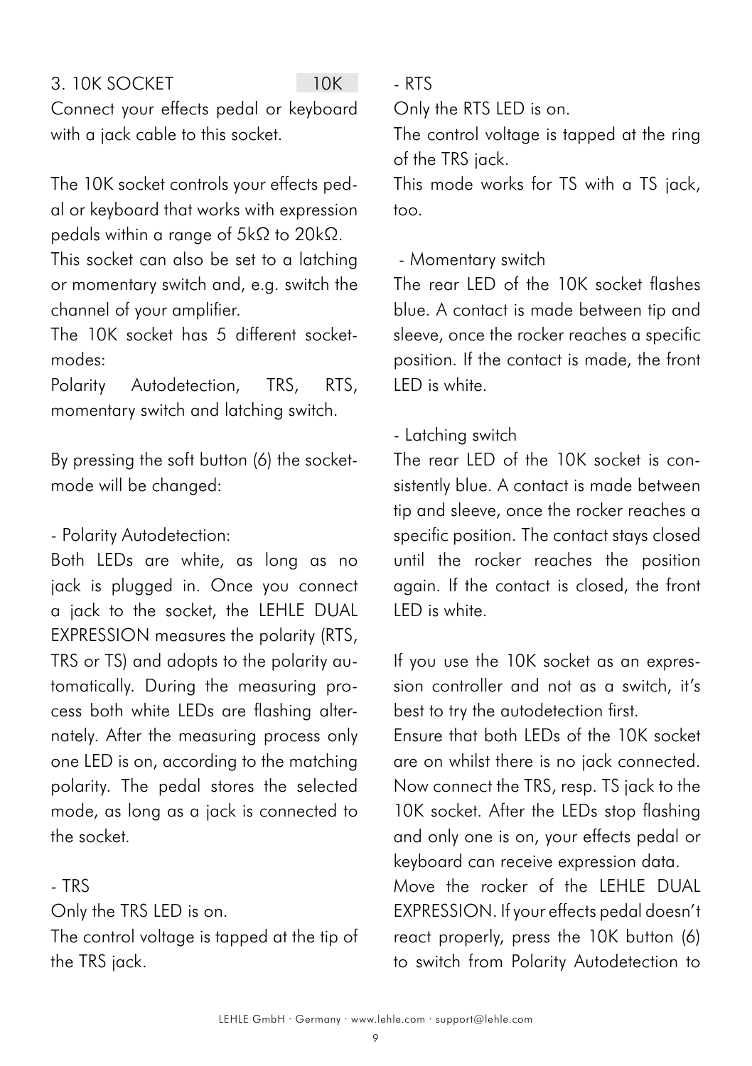## 3. 10K SOCKET

10K

Connect your effects pedal or keyboard with a jack cable to this socket.

The 10K socket controls your effects pedal or keyboard that works with expression pedals within a range of 5kΩ to 20kΩ.

This socket can also be set to a latching or momentary switch and, e.g. switch the channel of your amplifier.

The 10K socket has 5 different socket-modes:

Polarity Autodetection, TRS, RTS, momentary switch and latching switch.

By pressing the soft button (6) the socket-mode will be changed:

- Polarity Autodetection:

Both LEDs are white, as long as no jack is plugged in. Once you connect a jack to the socket, the LEHLE DUAL EXPRESSION measures the polarity (RTS, TRS or TS) and adopts to the polarity automatically. During the measuring process both white LEDs are flashing alternately. After the measuring process only one LED is on, according to the matching polarity. The pedal stores the selected mode, as long as a jack is connected to the socket.

- TRS

Only the TRS LED is on.

The control voltage is tapped at the tip of the TRS jack.

- RTS

Only the RTS LED is on.

The control voltage is tapped at the ring of the TRS jack.

This mode works for TS with a TS jack, too.

- Momentary switch

The rear LED of the 10K socket flashes blue. A contact is made between tip and sleeve, once the rocker reaches a specific position. If the contact is made, the front LED is white.

- Latching switch

The rear LED of the 10K socket is consistently blue. A contact is made between tip and sleeve, once the rocker reaches a specific position. The contact stays closed until the rocker reaches the position again. If the contact is closed, the front LED is white.

If you use the 10K socket as an expression controller and not as a switch, it's best to try the autodetection first.

Ensure that both LEDs of the 10K socket are on whilst there is no jack connected. Now connect the TRS, resp. TS jack to the 10K socket. After the LEDs stop flashing and only one is on, your effects pedal or keyboard can receive expression data.

Move the rocker of the LEHLE DUAL EXPRESSION. If your effects pedal doesn't react properly, press the 10K button (6) to switch from Polarity Autodetection to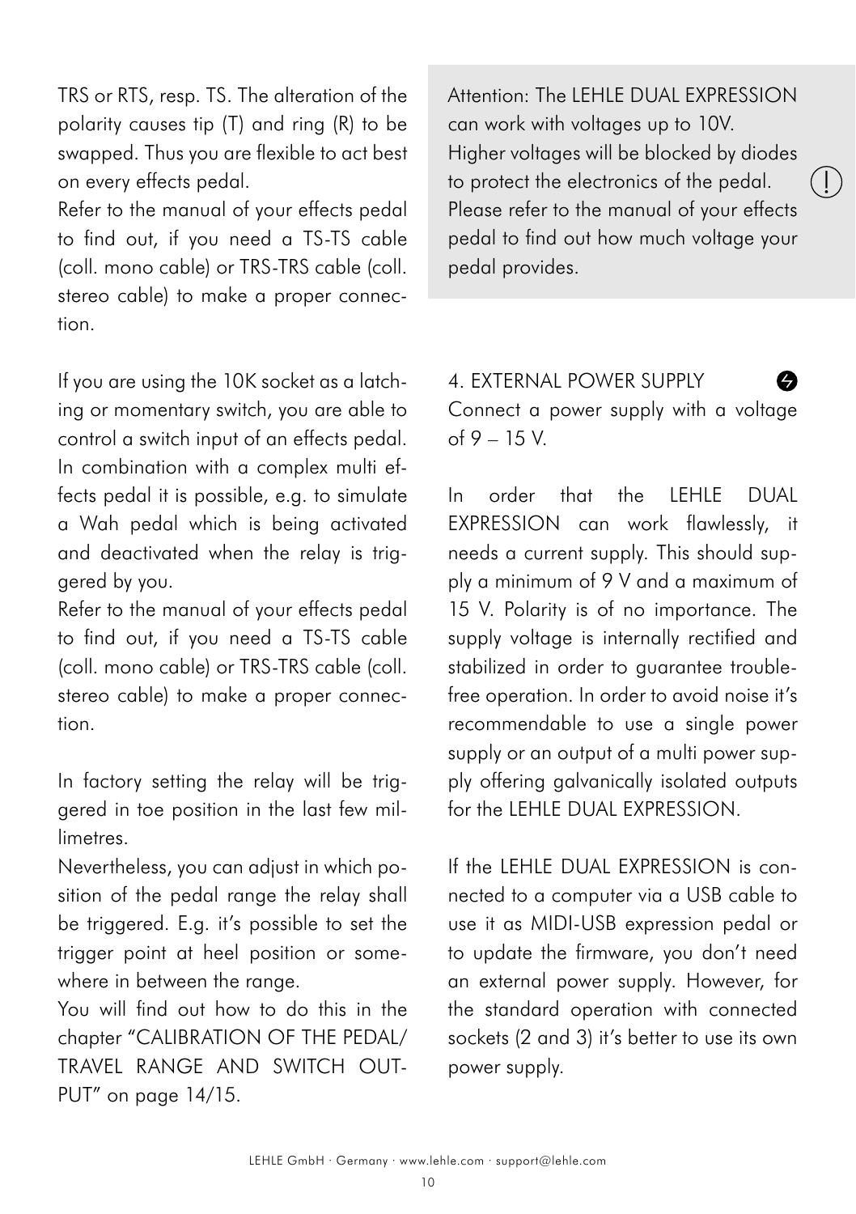TRS or RTS, resp. TS. The alteration of the polarity causes tip (T) and ring (R) to be swapped. Thus you are flexible to act best on every effects pedal.
Refer to the manual of your effects pedal to find out, if you need a TS-TS cable (coll. mono cable) or TRS-TRS cable (coll. stereo cable) to make a proper connection.

If you are using the 10K socket as a latching or momentary switch, you are able to control a switch input of an effects pedal. In combination with a complex multi effects pedal it is possible, e.g. to simulate a Wah pedal which is being activated and deactivated when the relay is triggered by you.
Refer to the manual of your effects pedal to find out, if you need a TS-TS cable (coll. mono cable) or TRS-TRS cable (coll. stereo cable) to make a proper connection.

In factory setting the relay will be triggered in toe position in the last few millimetres.
Nevertheless, you can adjust in which position of the pedal range the relay shall be triggered. E.g. it's possible to set the trigger point at heel position or somewhere in between the range.
You will find out how to do this in the chapter "CALIBRATION OF THE PEDAL/ TRAVEL RANGE AND SWITCH OUTPUT" on page 14/15.

Attention: The LEHLE DUAL EXPRESSION can work with voltages up to 10V. Higher voltages will be blocked by diodes to protect the electronics of the pedal. Please refer to the manual of your effects pedal to find out how much voltage your pedal provides.

4. EXTERNAL POWER SUPPLY

Connect a power supply with a voltage of 9 – 15 V.

In order that the LEHLE DUAL EXPRESSION can work flawlessly, it needs a current supply. This should supply a minimum of 9 V and a maximum of 15 V. Polarity is of no importance. The supply voltage is internally rectified and stabilized in order to guarantee trouble-free operation. In order to avoid noise it's recommendable to use a single power supply or an output of a multi power supply offering galvanically isolated outputs for the LEHLE DUAL EXPRESSION.

If the LEHLE DUAL EXPRESSION is connected to a computer via a USB cable to use it as MIDI-USB expression pedal or to update the firmware, you don't need an external power supply. However, for the standard operation with connected sockets (2 and 3) it's better to use its own power supply.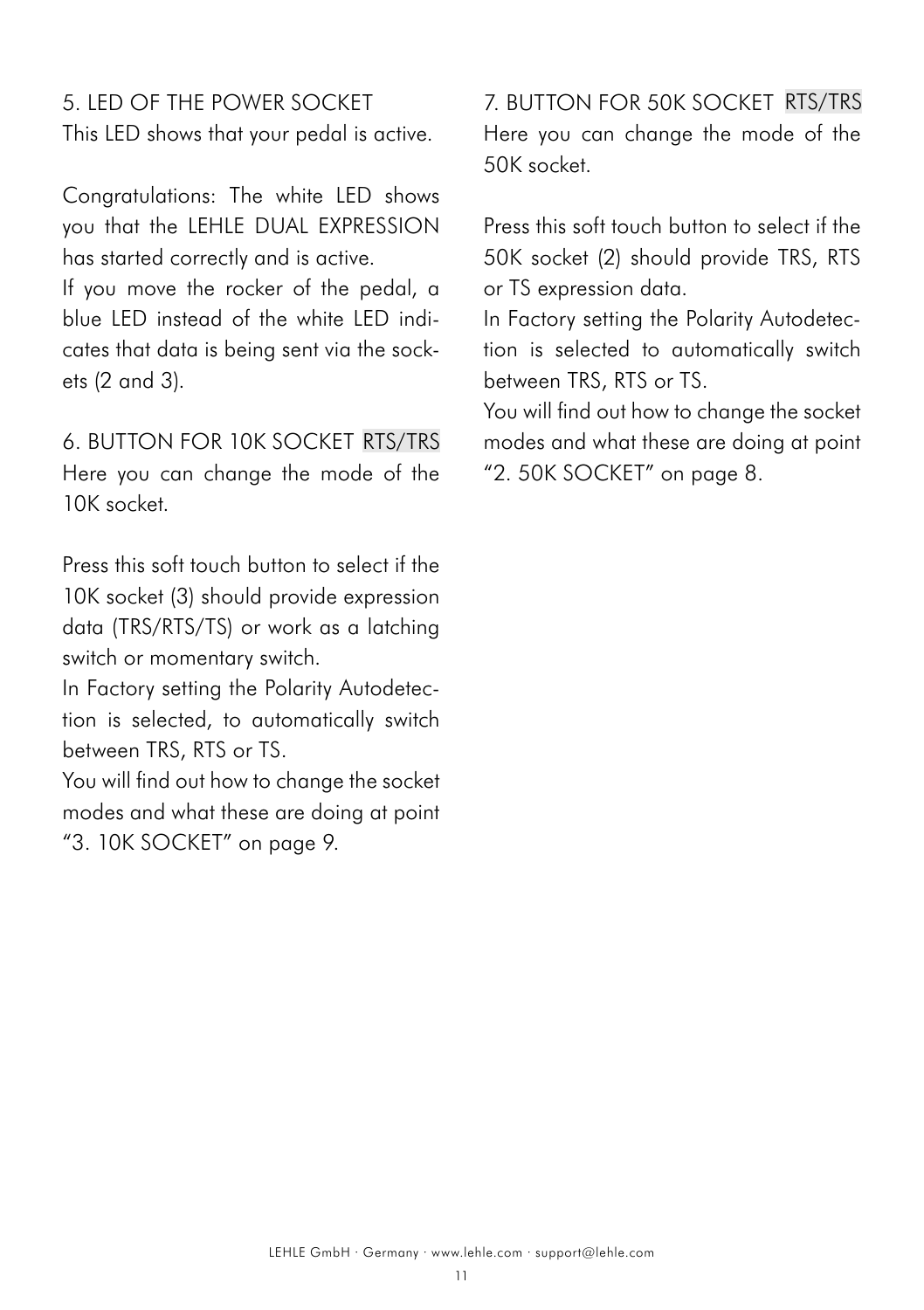## 5. LED OF THE POWER SOCKET

This LED shows that your pedal is active.

Congratulations: The white LED shows you that the LEHLE DUAL EXPRESSION has started correctly and is active.
If you move the rocker of the pedal, a blue LED instead of the white LED indicates that data is being sent via the sockets (2 and 3).

## 6. BUTTON FOR 10K SOCKET RTS/TRS

Here you can change the mode of the 10K socket.

Press this soft touch button to select if the 10K socket (3) should provide expression data (TRS/RTS/TS) or work as a latching switch or momentary switch.
In Factory setting the Polarity Autodetection is selected, to automatically switch between TRS, RTS or TS.
You will find out how to change the socket modes and what these are doing at point "3. 10K SOCKET" on page 9.

## 7. BUTTON FOR 50K SOCKET RTS/TRS

Here you can change the mode of the 50K socket.

Press this soft touch button to select if the 50K socket (2) should provide TRS, RTS or TS expression data.
In Factory setting the Polarity Autodetection is selected to automatically switch between TRS, RTS or TS.
You will find out how to change the socket modes and what these are doing at point "2. 50K SOCKET" on page 8.

LEHLE GmbH · Germany · www.lehle.com · support@lehle.com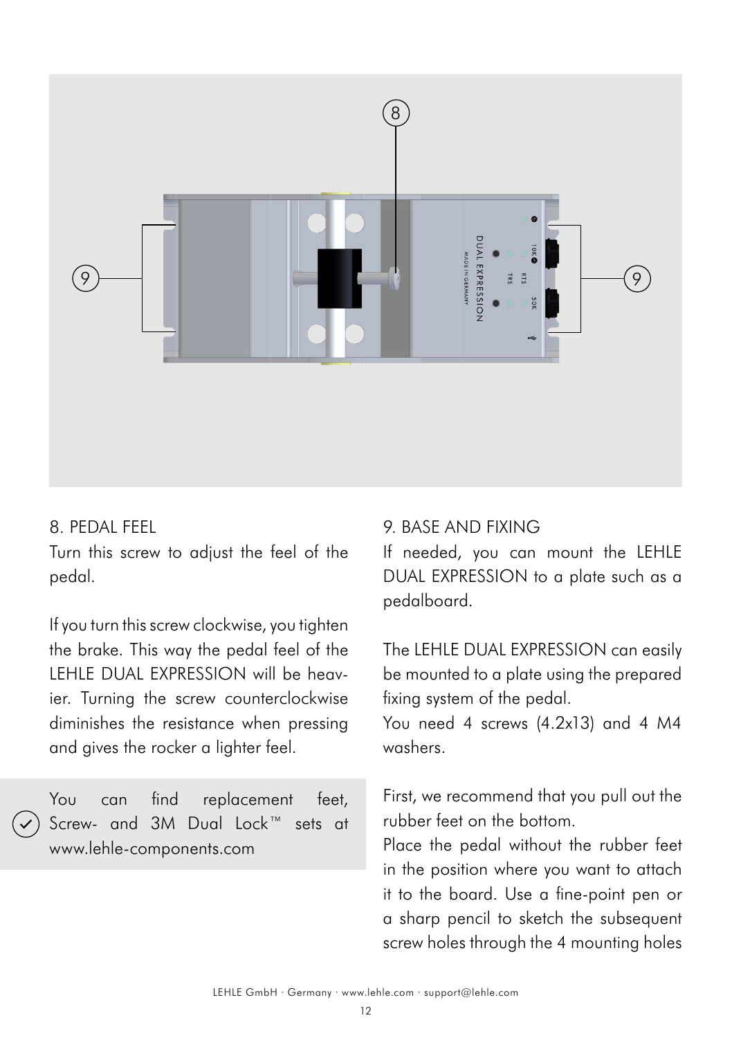## 8. PEDAL FEEL

Turn this screw to adjust the feel of the pedal.

If you turn this screw clockwise, you tighten the brake. This way the pedal feel of the LEHLE DUAL EXPRESSION will be heavier. Turning the screw counterclockwise diminishes the resistance when pressing and gives the rocker a lighter feel.

> You can find replacement feet, Screw- and 3M Dual Lock™ sets at www.lehle-components.com

## 9. BASE AND FIXING

If needed, you can mount the LEHLE DUAL EXPRESSION to a plate such as a pedalboard.

The LEHLE DUAL EXPRESSION can easily be mounted to a plate using the prepared fixing system of the pedal.
You need 4 screws (4.2x13) and 4 M4 washers.

First, we recommend that you pull out the rubber feet on the bottom.
Place the pedal without the rubber feet in the position where you want to attach it to the board. Use a fine-point pen or a sharp pencil to sketch the subsequent screw holes through the 4 mounting holes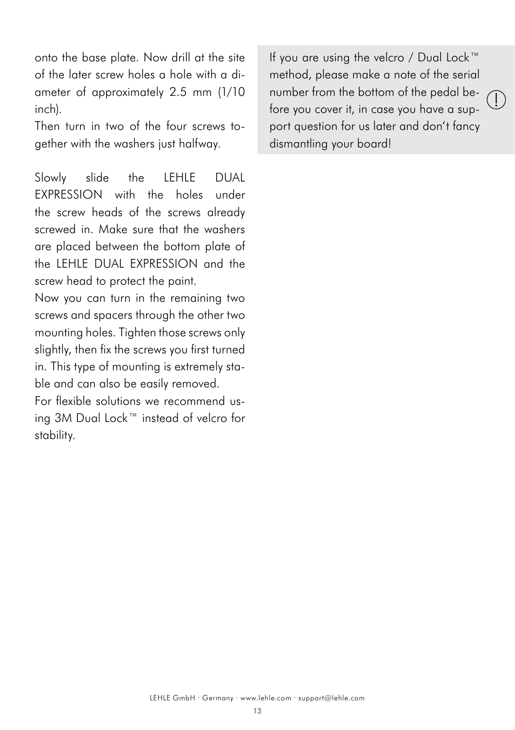onto the base plate. Now drill at the site of the later screw holes a hole with a diameter of approximately 2.5 mm (1/10 inch).

Then turn in two of the four screws together with the washers just halfway.

Slowly slide the LEHLE DUAL EXPRESSION with the holes under the screw heads of the screws already screwed in. Make sure that the washers are placed between the bottom plate of the LEHLE DUAL EXPRESSION and the screw head to protect the paint.

Now you can turn in the remaining two screws and spacers through the other two mounting holes. Tighten those screws only slightly, then fix the screws you first turned in. This type of mounting is extremely stable and can also be easily removed.

For flexible solutions we recommend using 3M Dual Lock™ instead of velcro for stability.

> ! If you are using the velcro / Dual Lock™ method, please make a note of the serial number from the bottom of the pedal before you cover it, in case you have a support question for us later and don't fancy dismantling your board!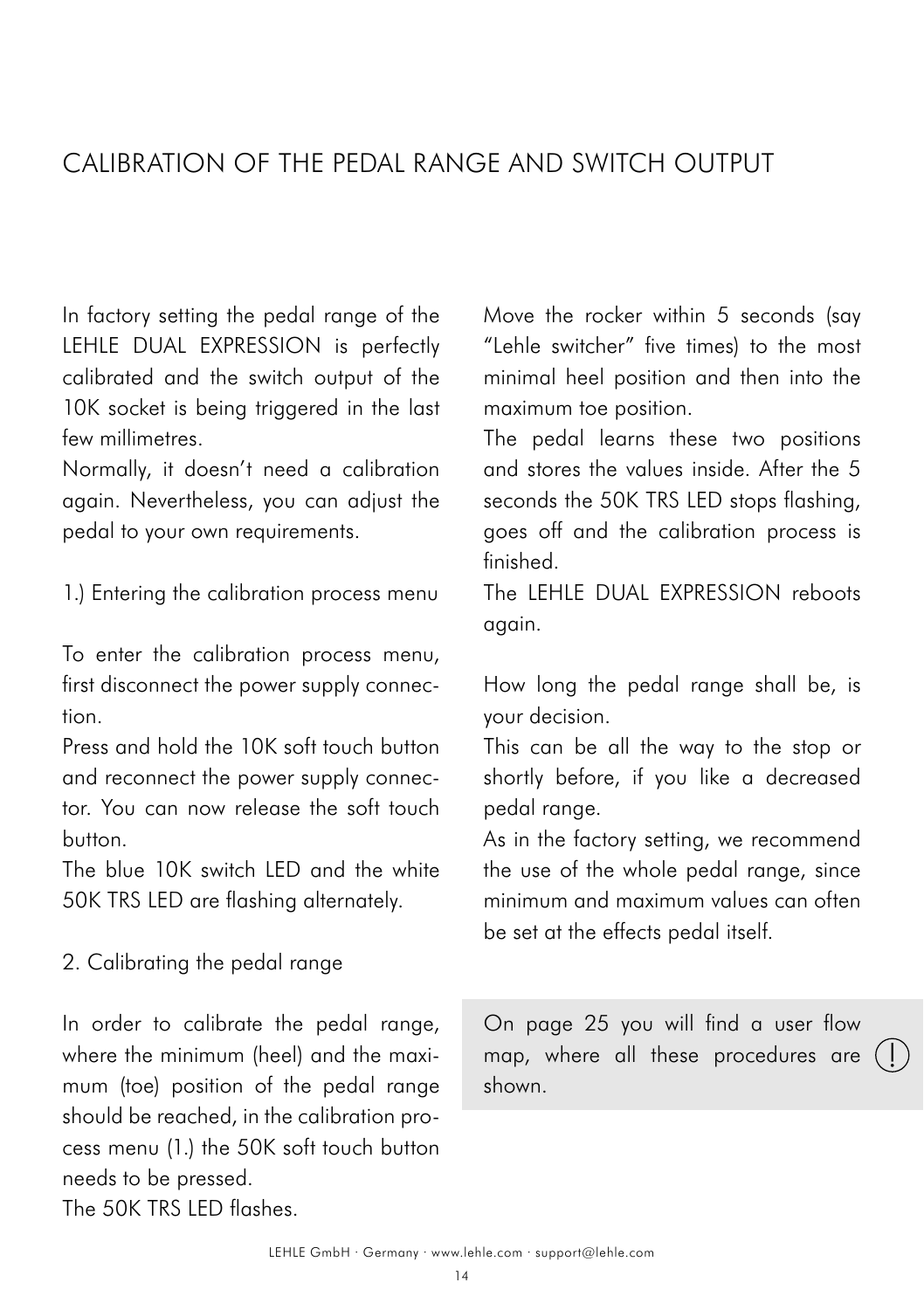# CALIBRATION OF THE PEDAL RANGE AND SWITCH OUTPUT

In factory setting the pedal range of the LEHLE DUAL EXPRESSION is perfectly calibrated and the switch output of the 10K socket is being triggered in the last few millimetres.
Normally, it doesn't need a calibration again. Nevertheless, you can adjust the pedal to your own requirements.

1.) Entering the calibration process menu

To enter the calibration process menu, first disconnect the power supply connection.
Press and hold the 10K soft touch button and reconnect the power supply connector. You can now release the soft touch button.
The blue 10K switch LED and the white 50K TRS LED are flashing alternately.

2. Calibrating the pedal range

In order to calibrate the pedal range, where the minimum (heel) and the maximum (toe) position of the pedal range should be reached, in the calibration process menu (1.) the 50K soft touch button needs to be pressed.
The 50K TRS LED flashes.

Move the rocker within 5 seconds (say "Lehle switcher" five times) to the most minimal heel position and then into the maximum toe position.
The pedal learns these two positions and stores the values inside. After the 5 seconds the 50K TRS LED stops flashing, goes off and the calibration process is finished.
The LEHLE DUAL EXPRESSION reboots again.

How long the pedal range shall be, is your decision.
This can be all the way to the stop or shortly before, if you like a decreased pedal range.
As in the factory setting, we recommend the use of the whole pedal range, since minimum and maximum values can often be set at the effects pedal itself.

> **!** On page 25 you will find a user flow map, where all these procedures are shown.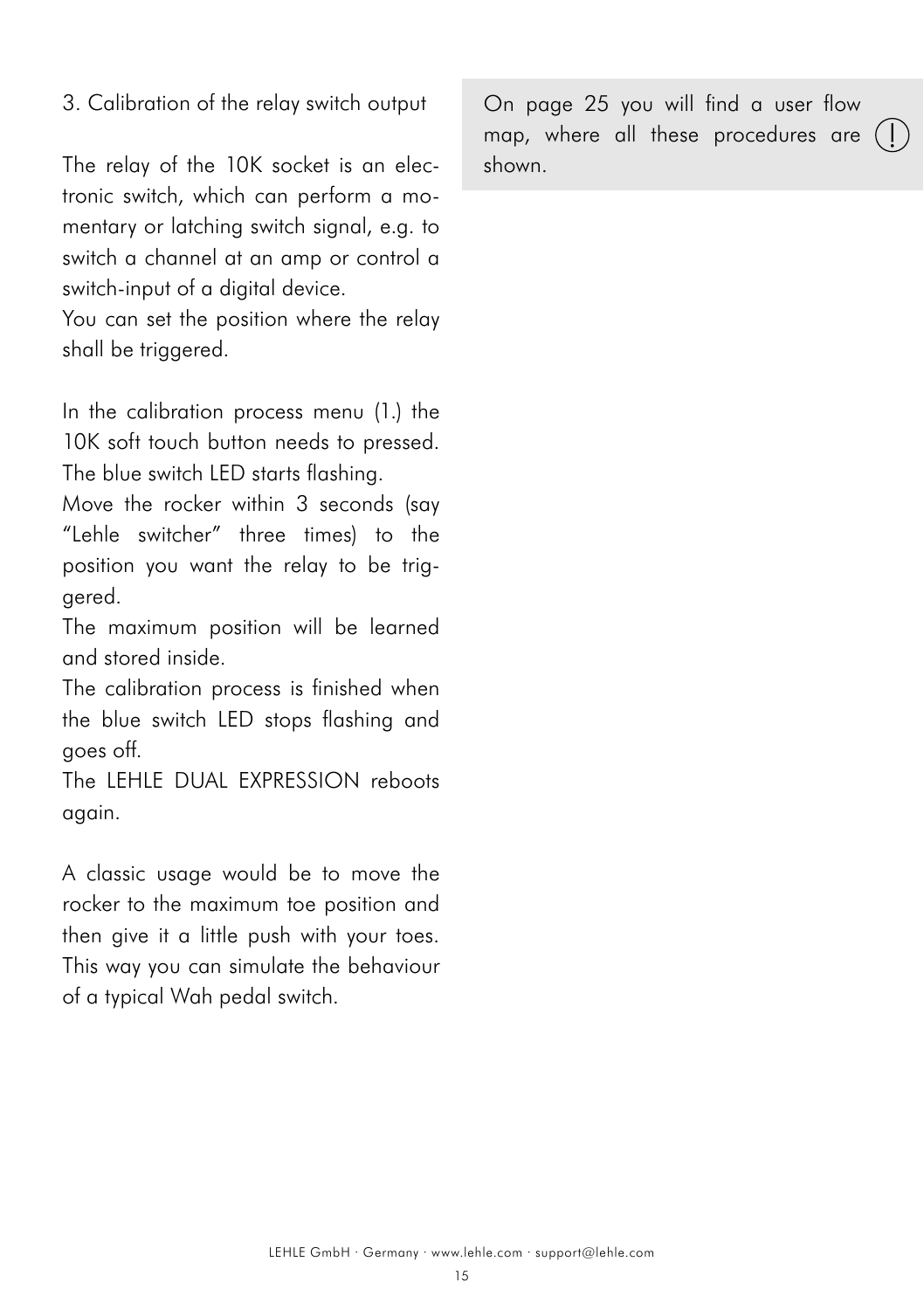### 3. Calibration of the relay switch output

The relay of the 10K socket is an electronic switch, which can perform a momentary or latching switch signal, e.g. to switch a channel at an amp or control a switch-input of a digital device.
You can set the position where the relay shall be triggered.

In the calibration process menu (1.) the 10K soft touch button needs to pressed. The blue switch LED starts flashing.
Move the rocker within 3 seconds (say "Lehle switcher" three times) to the position you want the relay to be triggered.
The maximum position will be learned and stored inside.
The calibration process is finished when the blue switch LED stops flashing and goes off.
The LEHLE DUAL EXPRESSION reboots again.

A classic usage would be to move the rocker to the maximum toe position and then give it a little push with your toes. This way you can simulate the behaviour of a typical Wah pedal switch.

> On page 25 you will find a user flow map, where all these procedures are shown. (!)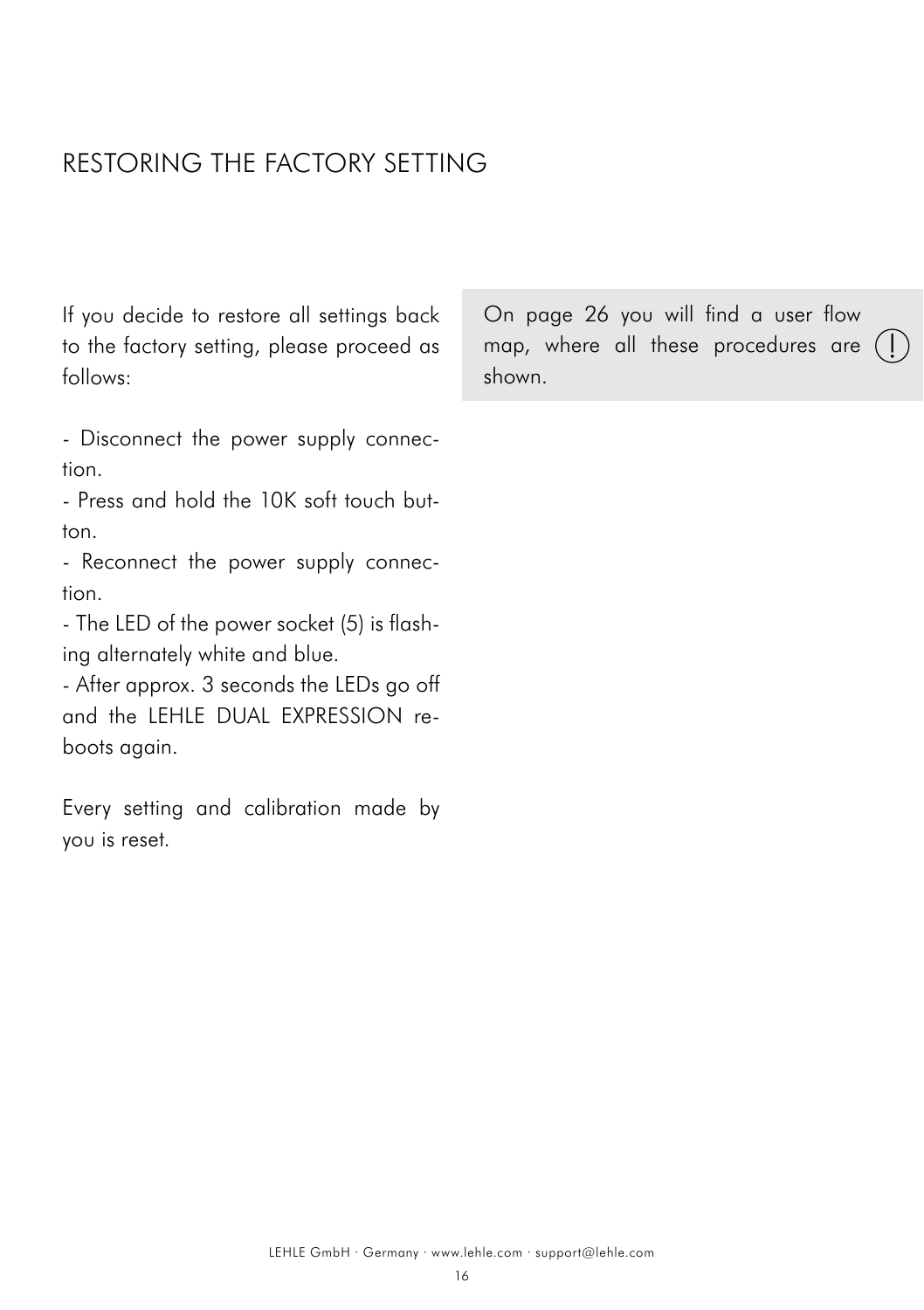# RESTORING THE FACTORY SETTING

If you decide to restore all settings back to the factory setting, please proceed as follows:

- Disconnect the power supply connection.
- Press and hold the 10K soft touch button.
- Reconnect the power supply connection.
- The LED of the power socket (5) is flashing alternately white and blue.
- After approx. 3 seconds the LEDs go off and the LEHLE DUAL EXPRESSION reboots again.

Every setting and calibration made by you is reset.

On page 26 you will find a user flow map, where all these procedures are shown.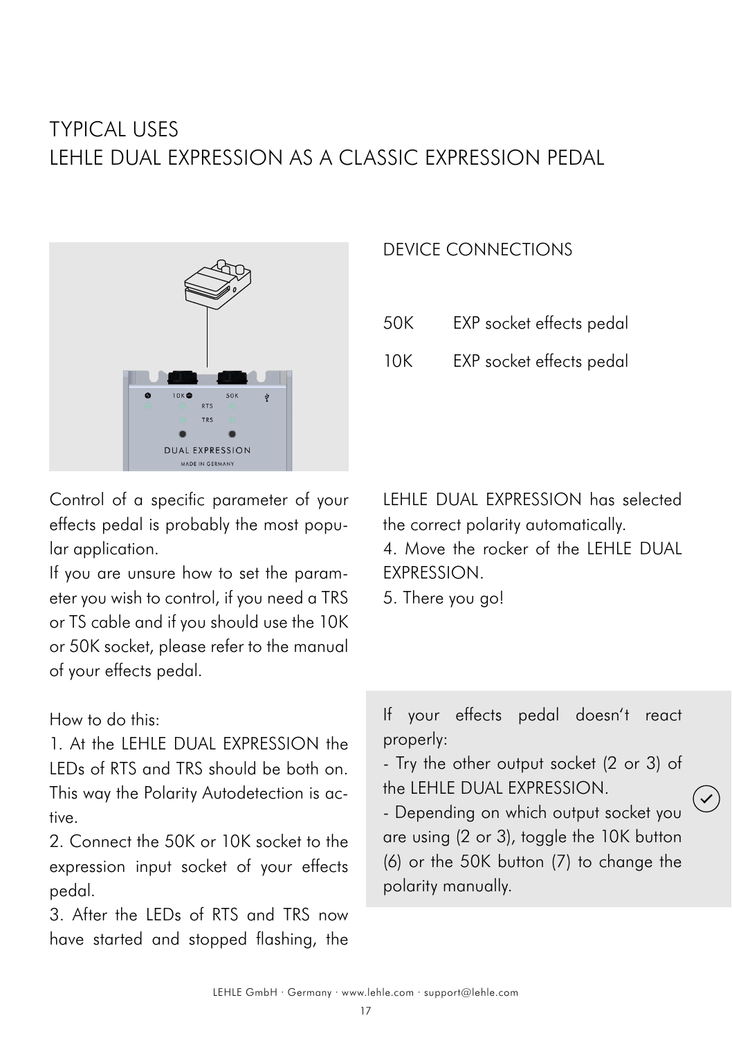# TYPICAL USES
## LEHLE DUAL EXPRESSION AS A CLASSIC EXPRESSION PEDAL

### DEVICE CONNECTIONS

| | |
|---|---|
| 50K | EXP socket effects pedal |
| 10K | EXP socket effects pedal |

Control of a specific parameter of your effects pedal is probably the most popular application.

If you are unsure how to set the parameter you wish to control, if you need a TRS or TS cable and if you should use the 10K or 50K socket, please refer to the manual of your effects pedal.

How to do this:

1. At the LEHLE DUAL EXPRESSION the LEDs of RTS and TRS should be both on. This way the Polarity Autodetection is active.
2. Connect the 50K or 10K socket to the expression input socket of your effects pedal.
3. After the LEDs of RTS and TRS now have started and stopped flashing, the LEHLE DUAL EXPRESSION has selected the correct polarity automatically.
4. Move the rocker of the LEHLE DUAL EXPRESSION.
5. There you go!

If your effects pedal doesn't react properly:

- Try the other output socket (2 or 3) of the LEHLE DUAL EXPRESSION.
- Depending on which output socket you are using (2 or 3), toggle the 10K button (6) or the 50K button (7) to change the polarity manually.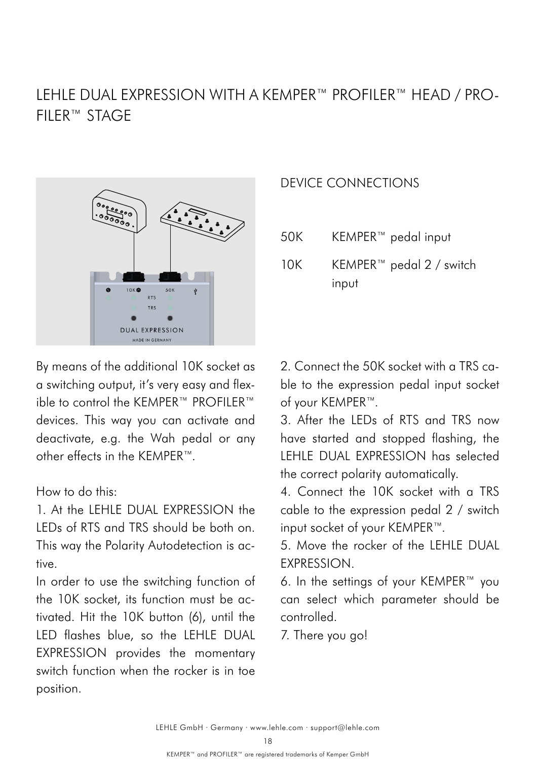# LEHLE DUAL EXPRESSION WITH A KEMPER™ PROFILER™ HEAD / PROFILER™ STAGE

## DEVICE CONNECTIONS

| | |
|---|---|
| 50K | KEMPER™ pedal input |
| 10K | KEMPER™ pedal 2 / switch input |

By means of the additional 10K socket as a switching output, it's very easy and flexible to control the KEMPER™ PROFILER™ devices. This way you can activate and deactivate, e.g. the Wah pedal or any other effects in the KEMPER™.

How to do this:

1. At the LEHLE DUAL EXPRESSION the LEDs of RTS and TRS should be both on. This way the Polarity Autodetection is active.
In order to use the switching function of the 10K socket, its function must be activated. Hit the 10K button (6), until the LED flashes blue, so the LEHLE DUAL EXPRESSION provides the momentary switch function when the rocker is in toe position.
2. Connect the 50K socket with a TRS cable to the expression pedal input socket of your KEMPER™.
3. After the LEDs of RTS and TRS now have started and stopped flashing, the LEHLE DUAL EXPRESSION has selected the correct polarity automatically.
4. Connect the 10K socket with a TRS cable to the expression pedal 2 / switch input socket of your KEMPER™.
5. Move the rocker of the LEHLE DUAL EXPRESSION.
6. In the settings of your KEMPER™ you can select which parameter should be controlled.
7. There you go!

KEMPER™ and PROFILER™ are registered trademarks of Kemper GmbH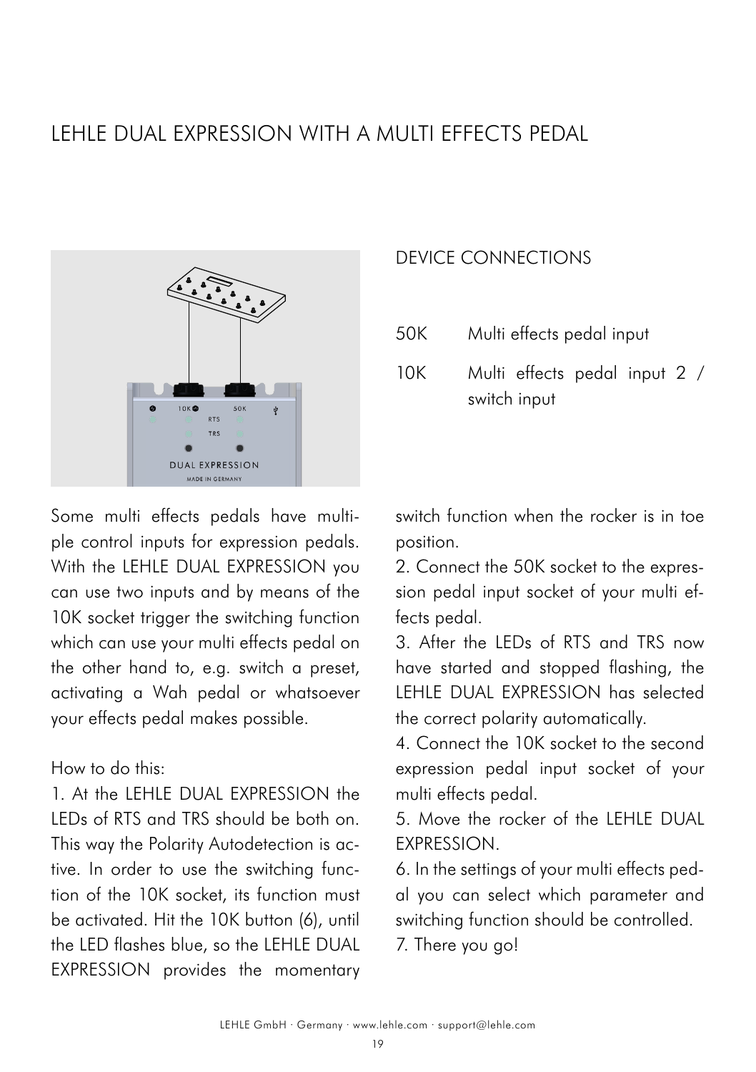# LEHLE DUAL EXPRESSION WITH A MULTI EFFECTS PEDAL

## DEVICE CONNECTIONS

| | |
|---|---|
| 50K | Multi effects pedal input |
| 10K | Multi effects pedal input 2 / switch input |

Some multi effects pedals have multiple control inputs for expression pedals. With the LEHLE DUAL EXPRESSION you can use two inputs and by means of the 10K socket trigger the switching function which can use your multi effects pedal on the other hand to, e.g. switch a preset, activating a Wah pedal or whatsoever your effects pedal makes possible.

How to do this:

1. At the LEHLE DUAL EXPRESSION the LEDs of RTS and TRS should be both on. This way the Polarity Autodetection is active. In order to use the switching function of the 10K socket, its function must be activated. Hit the 10K button (6), until the LED flashes blue, so the LEHLE DUAL EXPRESSION provides the momentary switch function when the rocker is in toe position.
2. Connect the 50K socket to the expression pedal input socket of your multi effects pedal.
3. After the LEDs of RTS and TRS now have started and stopped flashing, the LEHLE DUAL EXPRESSION has selected the correct polarity automatically.
4. Connect the 10K socket to the second expression pedal input socket of your multi effects pedal.
5. Move the rocker of the LEHLE DUAL EXPRESSION.
6. In the settings of your multi effects pedal you can select which parameter and switching function should be controlled.
7. There you go!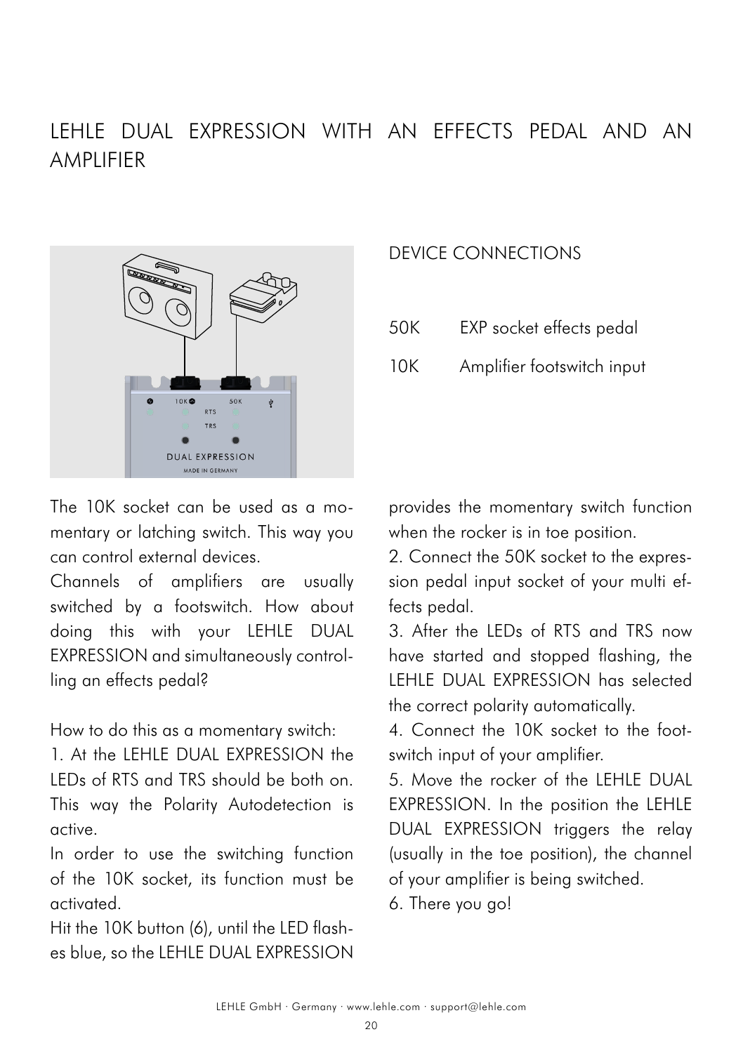# LEHLE DUAL EXPRESSION WITH AN EFFECTS PEDAL AND AN AMPLIFIER

DEVICE CONNECTIONS

| | |
|---|---|
| 50K | EXP socket effects pedal |
| 10K | Amplifier footswitch input |

The 10K socket can be used as a momentary or latching switch. This way you can control external devices.
Channels of amplifiers are usually switched by a footswitch. How about doing this with your LEHLE DUAL EXPRESSION and simultaneously controlling an effects pedal?

How to do this as a momentary switch:
1. At the LEHLE DUAL EXPRESSION the LEDs of RTS and TRS should be both on. This way the Polarity Autodetection is active.
In order to use the switching function of the 10K socket, its function must be activated.
Hit the 10K button (6), until the LED flashes blue, so the LEHLE DUAL EXPRESSION provides the momentary switch function when the rocker is in toe position.
2. Connect the 50K socket to the expression pedal input socket of your multi effects pedal.
3. After the LEDs of RTS and TRS now have started and stopped flashing, the LEHLE DUAL EXPRESSION has selected the correct polarity automatically.
4. Connect the 10K socket to the footswitch input of your amplifier.
5. Move the rocker of the LEHLE DUAL EXPRESSION. In the position the LEHLE DUAL EXPRESSION triggers the relay (usually in the toe position), the channel of your amplifier is being switched.
6. There you go!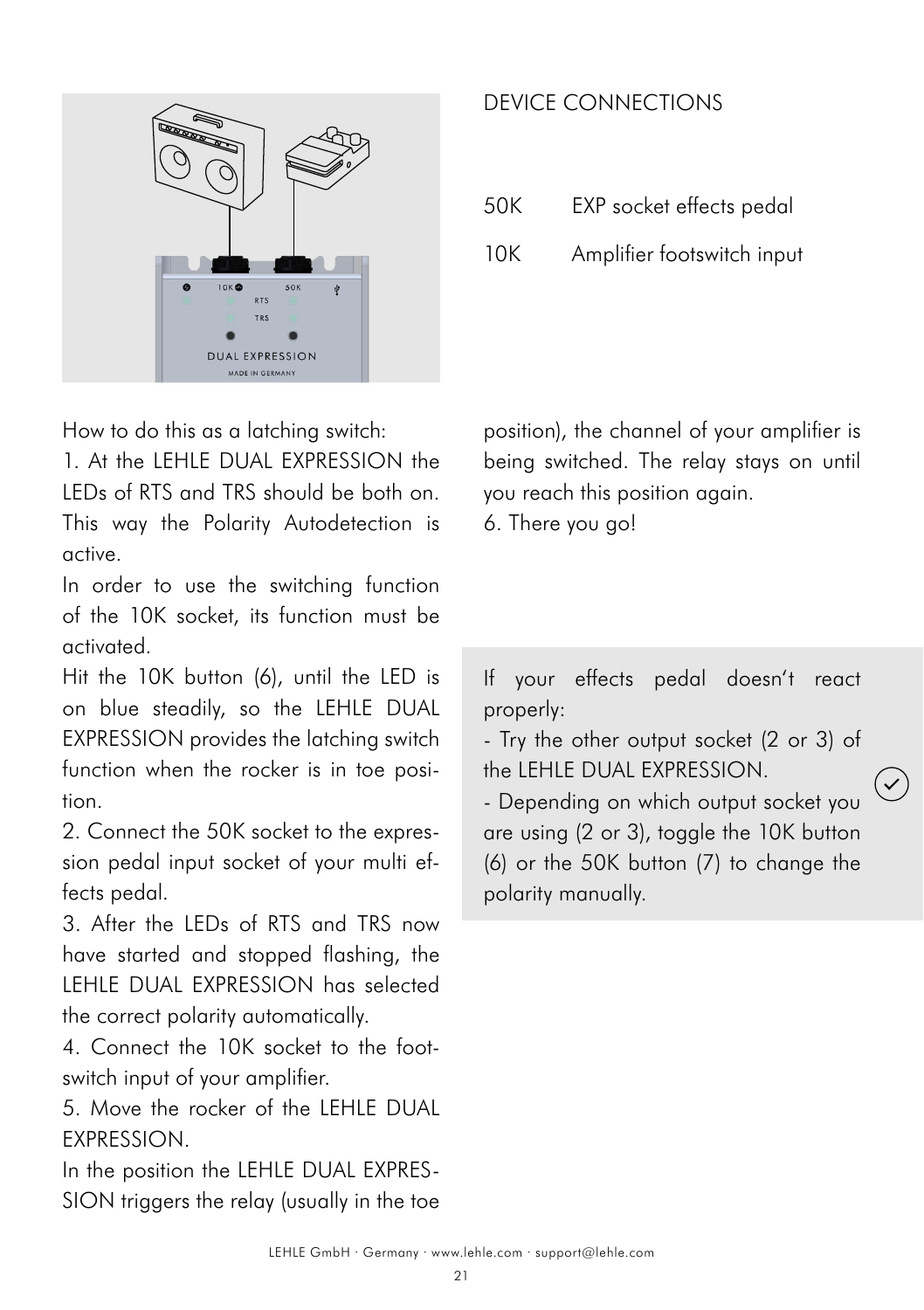## DEVICE CONNECTIONS

| | |
|---|---|
| 50K | EXP socket effects pedal |
| 10K | Amplifier footswitch input |

How to do this as a latching switch:

1. At the LEHLE DUAL EXPRESSION the LEDs of RTS and TRS should be both on. This way the Polarity Autodetection is active.

In order to use the switching function of the 10K socket, its function must be activated.

Hit the 10K button (6), until the LED is on blue steadily, so the LEHLE DUAL EXPRESSION provides the latching switch function when the rocker is in toe position.

2. Connect the 50K socket to the expression pedal input socket of your multi effects pedal.

3. After the LEDs of RTS and TRS now have started and stopped flashing, the LEHLE DUAL EXPRESSION has selected the correct polarity automatically.

4. Connect the 10K socket to the footswitch input of your amplifier.

5. Move the rocker of the LEHLE DUAL EXPRESSION.

In the position the LEHLE DUAL EXPRESSION triggers the relay (usually in the toe position), the channel of your amplifier is being switched. The relay stays on until you reach this position again.

6. There you go!

If your effects pedal doesn't react properly:

- Try the other output socket (2 or 3) of the LEHLE DUAL EXPRESSION.
- Depending on which output socket you are using (2 or 3), toggle the 10K button (6) or the 50K button (7) to change the polarity manually.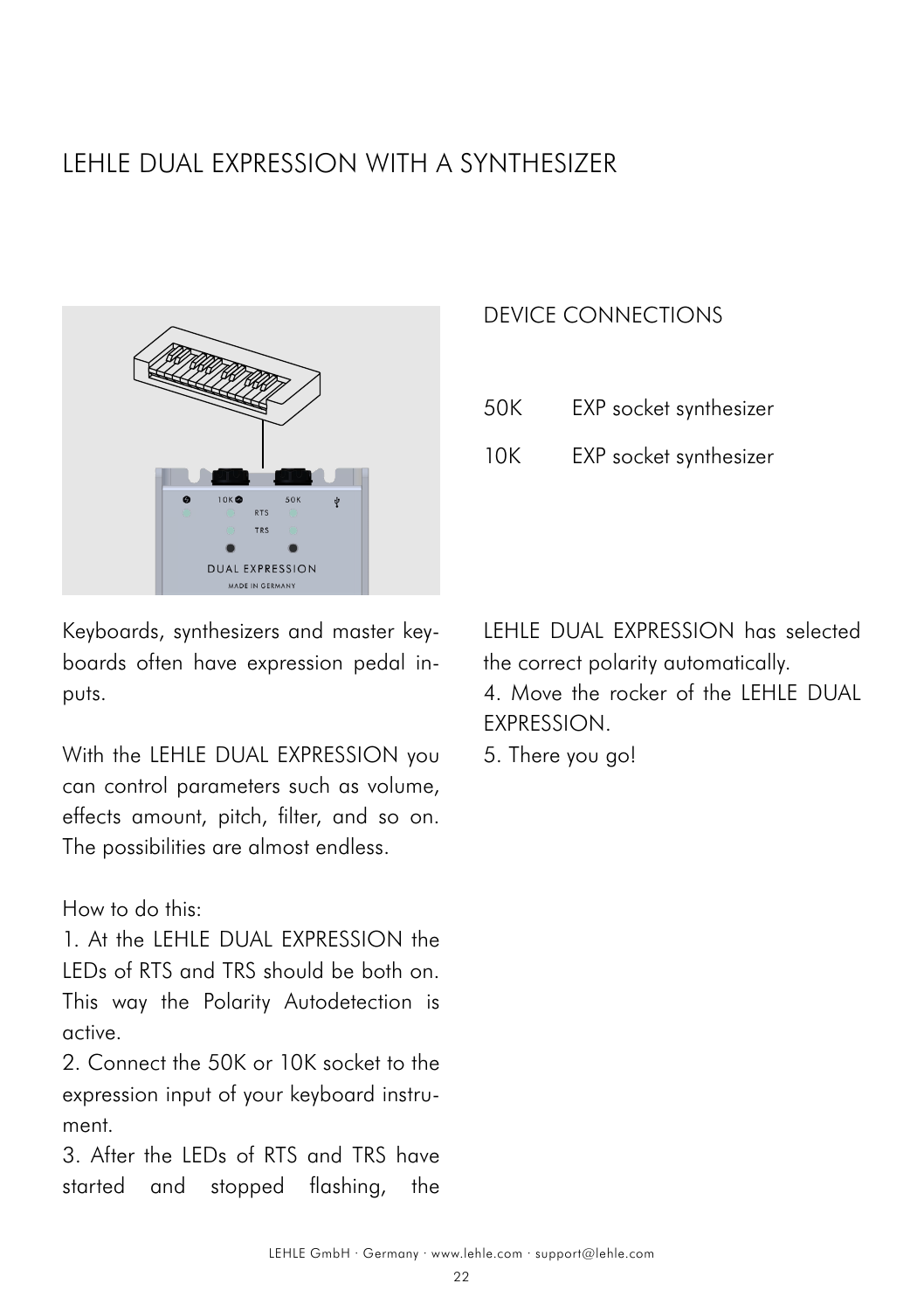# LEHLE DUAL EXPRESSION WITH A SYNTHESIZER

## DEVICE CONNECTIONS

| | |
|---|---|
| 50K | EXP socket synthesizer |
| 10K | EXP socket synthesizer |

Keyboards, synthesizers and master keyboards often have expression pedal inputs.

With the LEHLE DUAL EXPRESSION you can control parameters such as volume, effects amount, pitch, filter, and so on. The possibilities are almost endless.

How to do this:

1. At the LEHLE DUAL EXPRESSION the LEDs of RTS and TRS should be both on. This way the Polarity Autodetection is active.
2. Connect the 50K or 10K socket to the expression input of your keyboard instrument.
3. After the LEDs of RTS and TRS have started and stopped flashing, the LEHLE DUAL EXPRESSION has selected the correct polarity automatically.
4. Move the rocker of the LEHLE DUAL EXPRESSION.
5. There you go!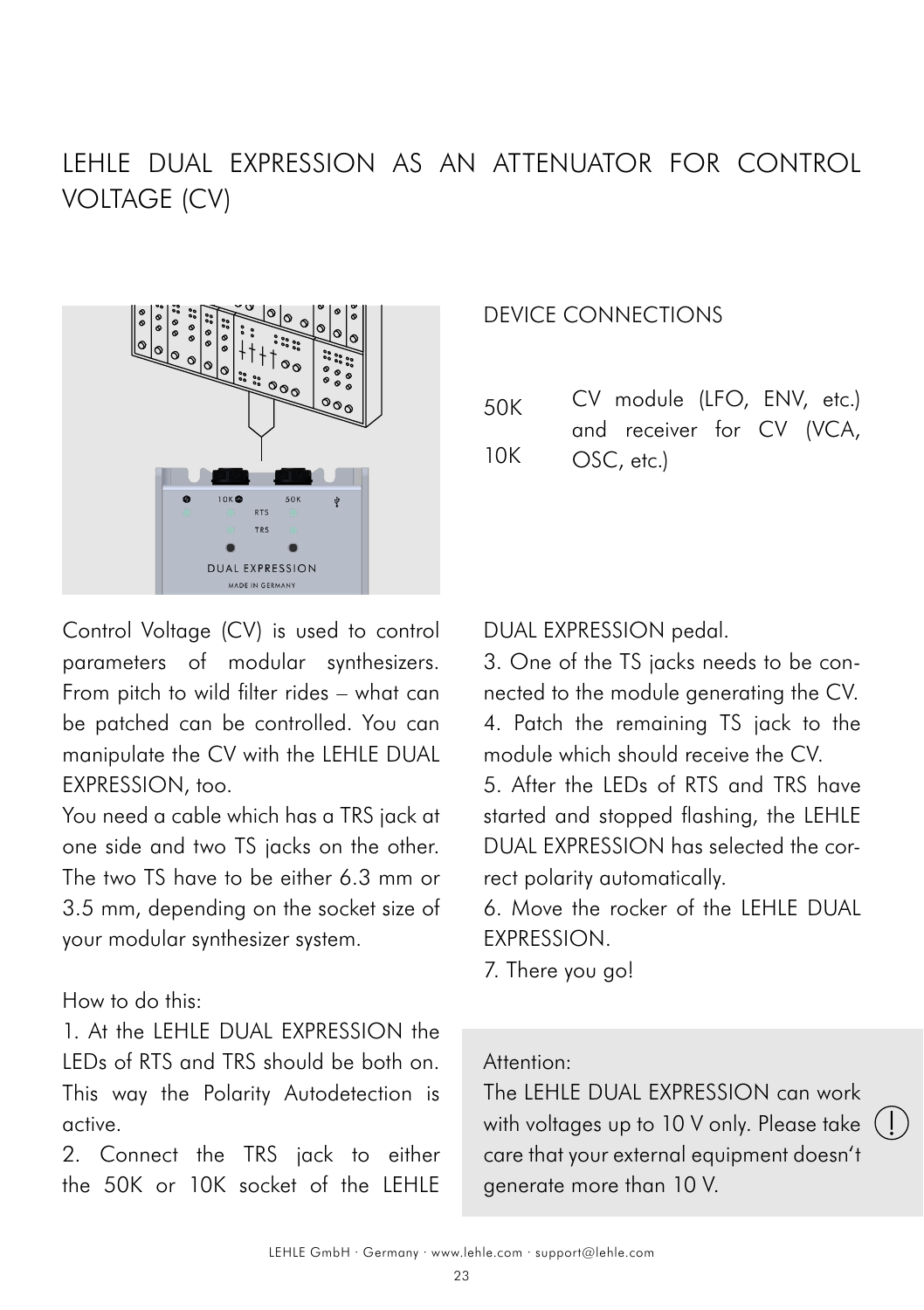# LEHLE DUAL EXPRESSION AS AN ATTENUATOR FOR CONTROL VOLTAGE (CV)

DEVICE CONNECTIONS

| | |
|---|---|
| 50K<br>10K | CV module (LFO, ENV, etc.) and receiver for CV (VCA, OSC, etc.) |

Control Voltage (CV) is used to control parameters of modular synthesizers. From pitch to wild filter rides – what can be patched can be controlled. You can manipulate the CV with the LEHLE DUAL EXPRESSION, too.

You need a cable which has a TRS jack at one side and two TS jacks on the other. The two TS have to be either 6.3 mm or 3.5 mm, depending on the socket size of your modular synthesizer system.

How to do this:

1. At the LEHLE DUAL EXPRESSION the LEDs of RTS and TRS should be both on. This way the Polarity Autodetection is active.
2. Connect the TRS jack to either the 50K or 10K socket of the LEHLE DUAL EXPRESSION pedal.
3. One of the TS jacks needs to be connected to the module generating the CV.
4. Patch the remaining TS jack to the module which should receive the CV.
5. After the LEDs of RTS and TRS have started and stopped flashing, the LEHLE DUAL EXPRESSION has selected the correct polarity automatically.
6. Move the rocker of the LEHLE DUAL EXPRESSION.
7. There you go!

Attention:
The LEHLE DUAL EXPRESSION can work with voltages up to 10 V only. Please take care that your external equipment doesn't generate more than 10 V.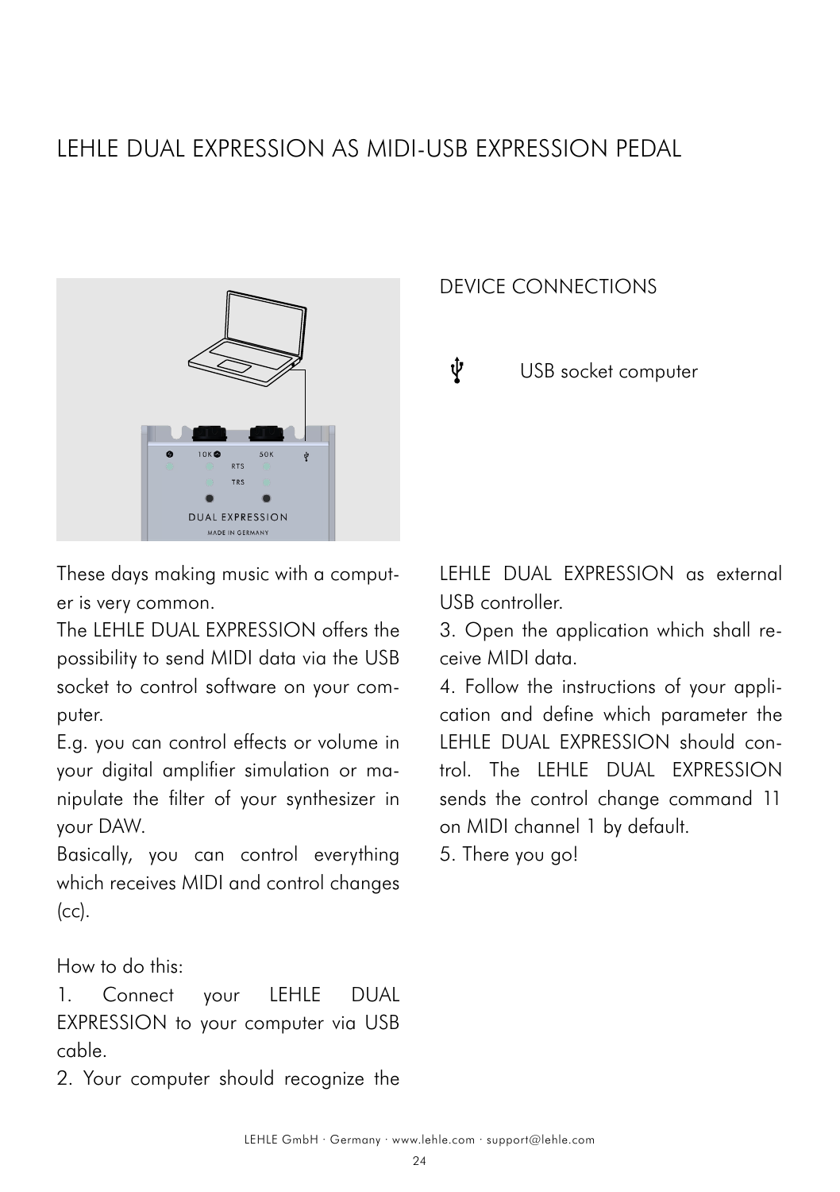# LEHLE DUAL EXPRESSION AS MIDI-USB EXPRESSION PEDAL

## DEVICE CONNECTIONS

USB socket computer

These days making music with a computer is very common.
The LEHLE DUAL EXPRESSION offers the possibility to send MIDI data via the USB socket to control software on your computer.
E.g. you can control effects or volume in your digital amplifier simulation or manipulate the filter of your synthesizer in your DAW.
Basically, you can control everything which receives MIDI and control changes (cc).

How to do this:

1. Connect your LEHLE DUAL EXPRESSION to your computer via USB cable.
2. Your computer should recognize the LEHLE DUAL EXPRESSION as external USB controller.
3. Open the application which shall receive MIDI data.
4. Follow the instructions of your application and define which parameter the LEHLE DUAL EXPRESSION should control. The LEHLE DUAL EXPRESSION sends the control change command 11 on MIDI channel 1 by default.
5. There you go!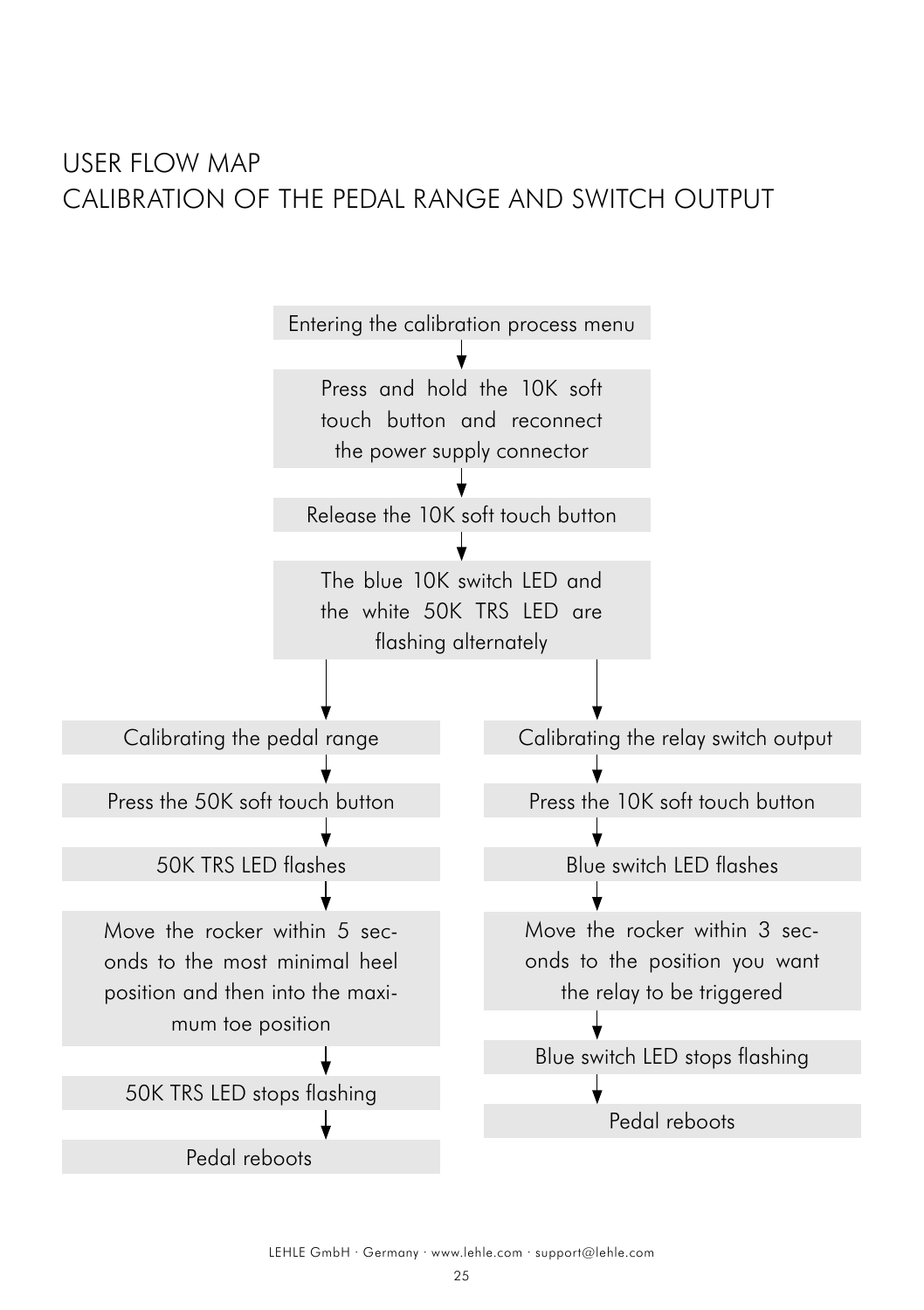# USER FLOW MAP
# CALIBRATION OF THE PEDAL RANGE AND SWITCH OUTPUT

Entering the calibration process menu

↓

Press and hold the 10K soft touch button and reconnect the power supply connector

↓

Release the 10K soft touch button

↓

The blue 10K switch LED and the white 50K TRS LED are flashing alternately

↓

**Calibrating the pedal range**

↓

Press the 50K soft touch button

↓

50K TRS LED flashes

↓

Move the rocker within 5 seconds to the most minimal heel position and then into the maximum toe position

↓

50K TRS LED stops flashing

↓

Pedal reboots

**Calibrating the relay switch output**

↓

Press the 10K soft touch button

↓

Blue switch LED flashes

↓

Move the rocker within 3 seconds to the position you want the relay to be triggered

↓

Blue switch LED stops flashing

↓

Pedal reboots

LEHLE GmbH · Germany · www.lehle.com · support@lehle.com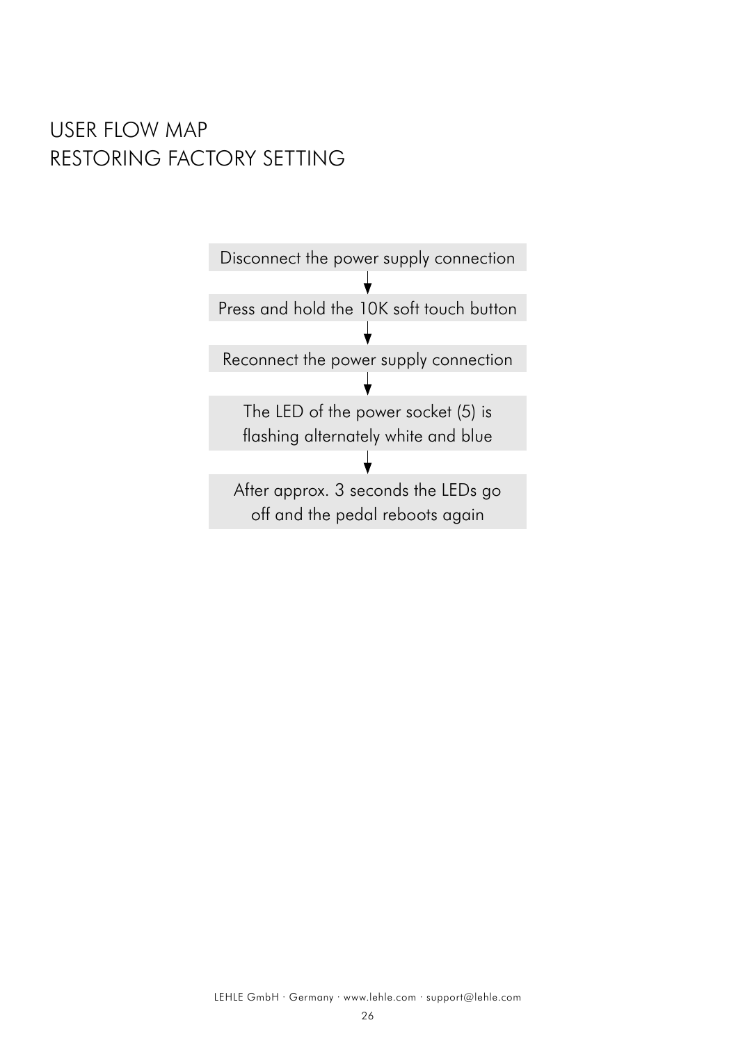# USER FLOW MAP
# RESTORING FACTORY SETTING

Disconnect the power supply connection

↓

Press and hold the 10K soft touch button

↓

Reconnect the power supply connection

↓

The LED of the power socket (5) is flashing alternately white and blue

↓

After approx. 3 seconds the LEDs go off and the pedal reboots again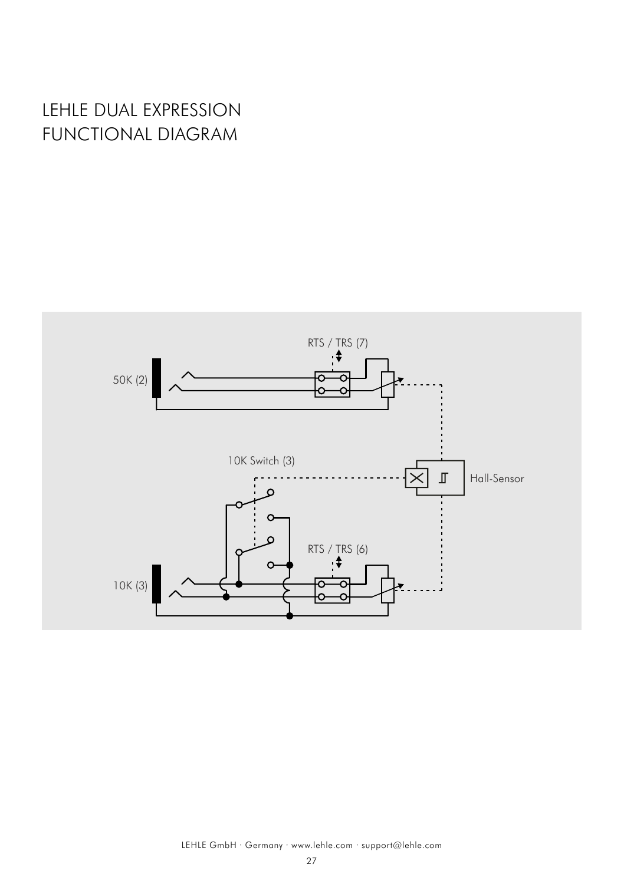# LEHLE DUAL EXPRESSION FUNCTIONAL DIAGRAM

RTS / TRS (7)

50K (2)

10K Switch (3)

Hall-Sensor

RTS / TRS (6)

10K (3)

LEHLE GmbH · Germany · www.lehle.com · support@lehle.com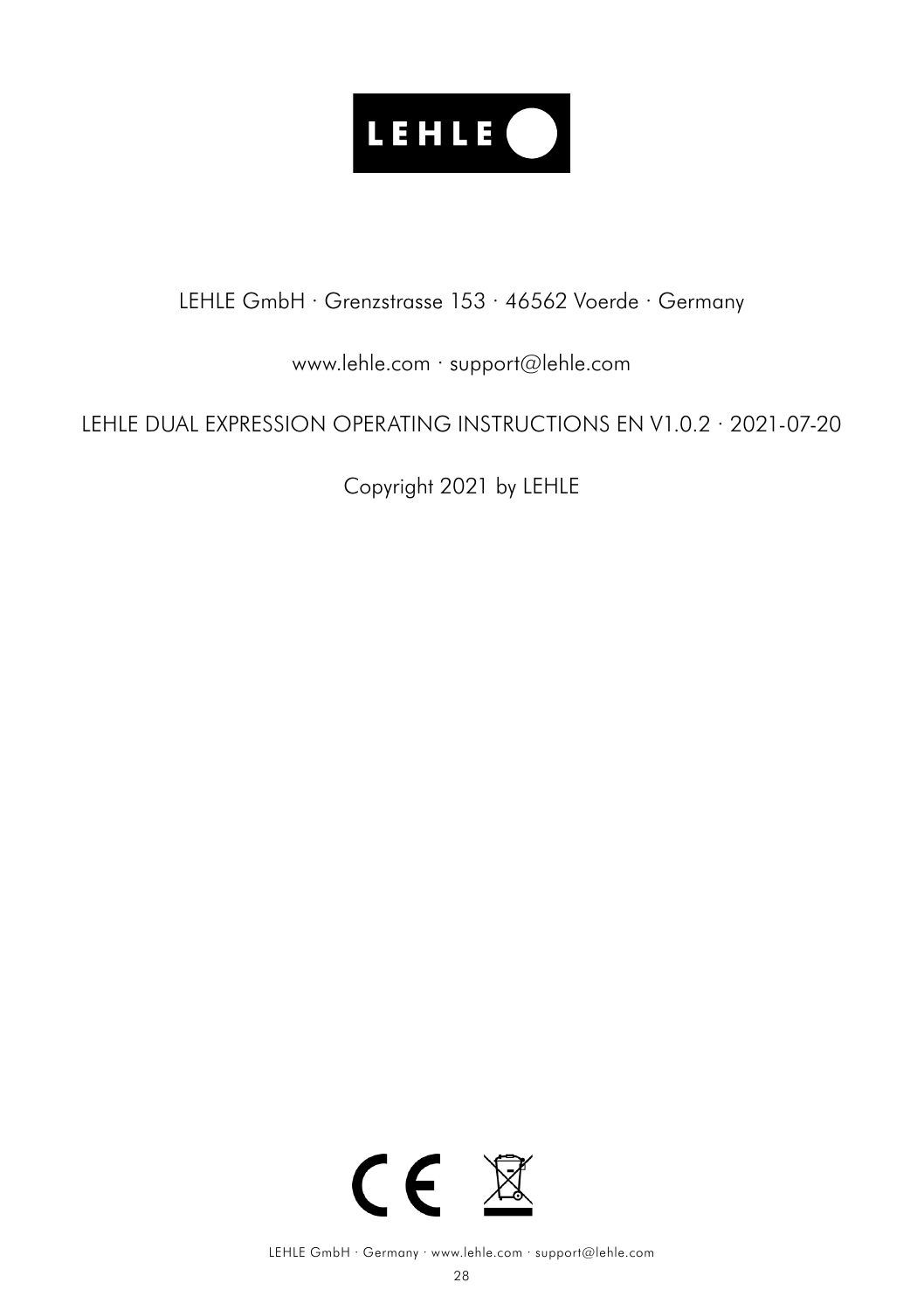LEHLE

LEHLE GmbH · Grenzstrasse 153 · 46562 Voerde · Germany

www.lehle.com · support@lehle.com

LEHLE DUAL EXPRESSION OPERATING INSTRUCTIONS EN V1.0.2 · 2021-07-20

Copyright 2021 by LEHLE